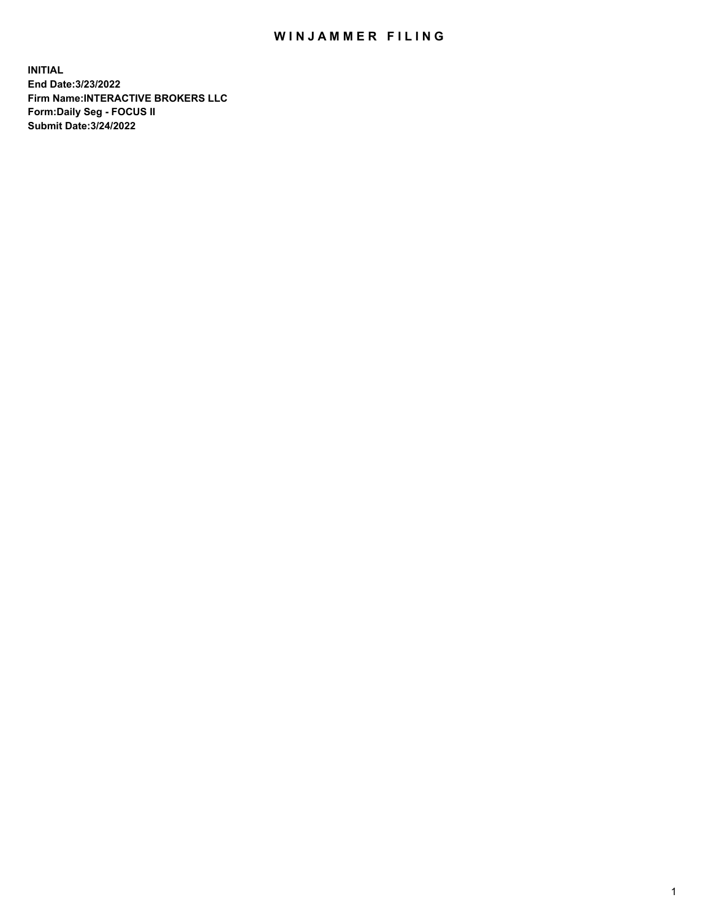# WINJAMMER FILING

**INITIAL**
**End Date:3/23/2022**
**Firm Name:INTERACTIVE BROKERS LLC**
**Form:Daily Seg - FOCUS II**
**Submit Date:3/24/2022**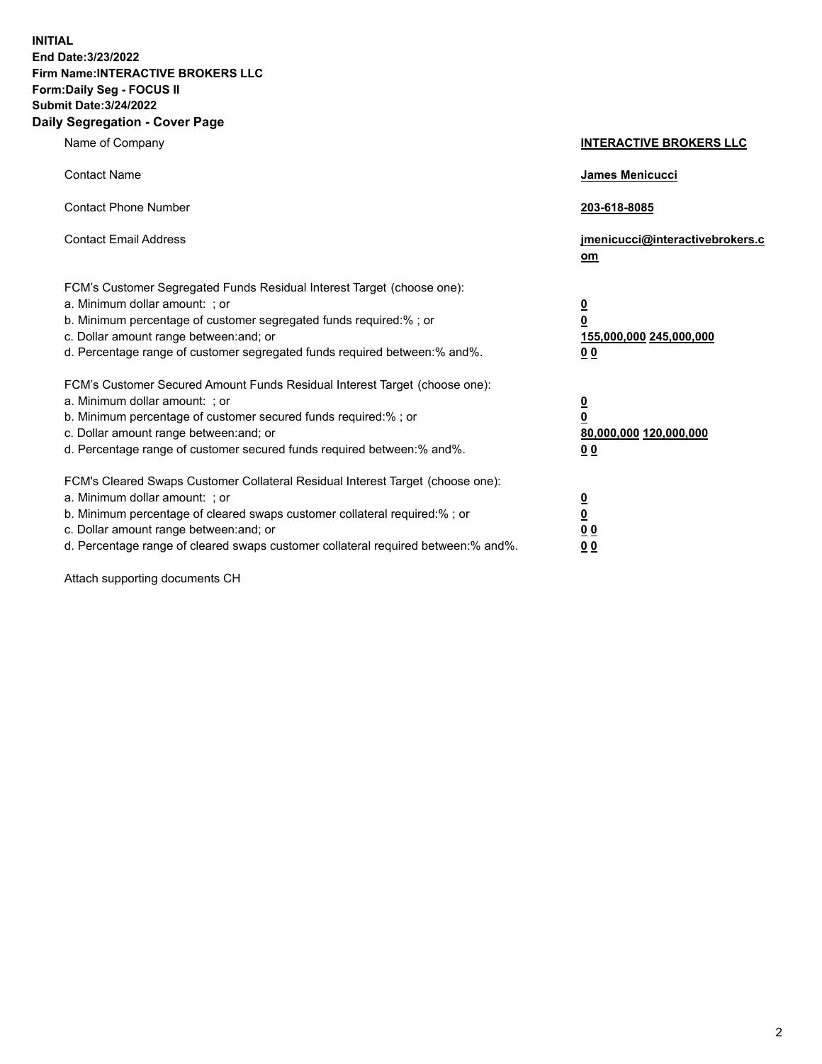**INITIAL**
**End Date:3/23/2022**
**Firm Name:INTERACTIVE BROKERS LLC**
**Form:Daily Seg - FOCUS II**
**Submit Date:3/24/2022**

## Daily Segregation - Cover Page

| | |
|---|---|
| Name of Company | **INTERACTIVE BROKERS LLC** |
| Contact Name | **James Menicucci** |
| Contact Phone Number | **203-618-8085** |
| Contact Email Address | **jmenicucci@interactivebrokers.com** |

FCM's Customer Segregated Funds Residual Interest Target (choose one):

| | |
|---|---|
| a. Minimum dollar amount: ; or | **0** |
| b. Minimum percentage of customer segregated funds required:% ; or | **0** |
| c. Dollar amount range between:and; or | **155,000,000 245,000,000** |
| d. Percentage range of customer segregated funds required between:% and%. | **0 0** |

FCM's Customer Secured Amount Funds Residual Interest Target (choose one):

| | |
|---|---|
| a. Minimum dollar amount: ; or | **0** |
| b. Minimum percentage of customer secured funds required:% ; or | **0** |
| c. Dollar amount range between:and; or | **80,000,000 120,000,000** |
| d. Percentage range of customer secured funds required between:% and%. | **0 0** |

FCM's Cleared Swaps Customer Collateral Residual Interest Target (choose one):

| | |
|---|---|
| a. Minimum dollar amount: ; or | **0** |
| b. Minimum percentage of cleared swaps customer collateral required:% ; or | **0** |
| c. Dollar amount range between:and; or | **0 0** |
| d. Percentage range of cleared swaps customer collateral required between:% and%. | **0 0** |

Attach supporting documents CH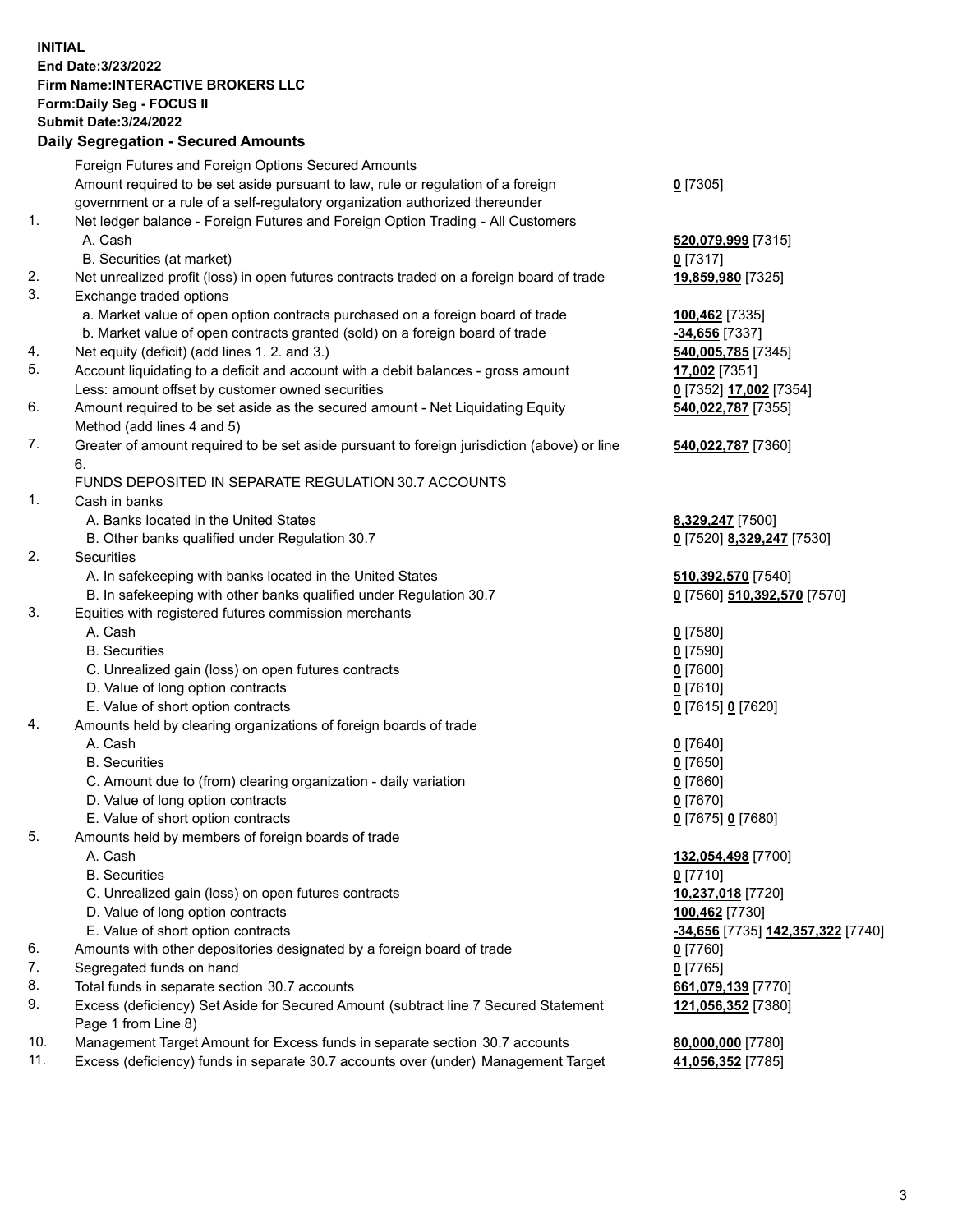**INITIAL**
**End Date:3/23/2022**
**Firm Name:INTERACTIVE BROKERS LLC**
**Form:Daily Seg - FOCUS II**
**Submit Date:3/24/2022**

## Daily Segregation - Secured Amounts

| | | |
|---|---|---|
| | Foreign Futures and Foreign Options Secured Amounts | |
| | Amount required to be set aside pursuant to law, rule or regulation of a foreign government or a rule of a self-regulatory organization authorized thereunder | **0** [7305] |
| 1. | Net ledger balance - Foreign Futures and Foreign Option Trading - All Customers | |
| | A. Cash | **520,079,999** [7315] |
| | B. Securities (at market) | **0** [7317] |
| 2. | Net unrealized profit (loss) in open futures contracts traded on a foreign board of trade | **19,859,980** [7325] |
| 3. | Exchange traded options | |
| | a. Market value of open option contracts purchased on a foreign board of trade | **100,462** [7335] |
| | b. Market value of open contracts granted (sold) on a foreign board of trade | **-34,656** [7337] |
| 4. | Net equity (deficit) (add lines 1. 2. and 3.) | **540,005,785** [7345] |
| 5. | Account liquidating to a deficit and account with a debit balances - gross amount | **17,002** [7351] |
| | Less: amount offset by customer owned securities | **0** [7352] **17,002** [7354] |
| 6. | Amount required to be set aside as the secured amount - Net Liquidating Equity Method (add lines 4 and 5) | **540,022,787** [7355] |
| 7. | Greater of amount required to be set aside pursuant to foreign jurisdiction (above) or line 6. | **540,022,787** [7360] |
| | FUNDS DEPOSITED IN SEPARATE REGULATION 30.7 ACCOUNTS | |
| 1. | Cash in banks | |
| | A. Banks located in the United States | **8,329,247** [7500] |
| | B. Other banks qualified under Regulation 30.7 | **0** [7520] **8,329,247** [7530] |
| 2. | Securities | |
| | A. In safekeeping with banks located in the United States | **510,392,570** [7540] |
| | B. In safekeeping with other banks qualified under Regulation 30.7 | **0** [7560] **510,392,570** [7570] |
| 3. | Equities with registered futures commission merchants | |
| | A. Cash | **0** [7580] |
| | B. Securities | **0** [7590] |
| | C. Unrealized gain (loss) on open futures contracts | **0** [7600] |
| | D. Value of long option contracts | **0** [7610] |
| | E. Value of short option contracts | **0** [7615] **0** [7620] |
| 4. | Amounts held by clearing organizations of foreign boards of trade | |
| | A. Cash | **0** [7640] |
| | B. Securities | **0** [7650] |
| | C. Amount due to (from) clearing organization - daily variation | **0** [7660] |
| | D. Value of long option contracts | **0** [7670] |
| | E. Value of short option contracts | **0** [7675] **0** [7680] |
| 5. | Amounts held by members of foreign boards of trade | |
| | A. Cash | **132,054,498** [7700] |
| | B. Securities | **0** [7710] |
| | C. Unrealized gain (loss) on open futures contracts | **10,237,018** [7720] |
| | D. Value of long option contracts | **100,462** [7730] |
| | E. Value of short option contracts | **-34,656** [7735] **142,357,322** [7740] |
| 6. | Amounts with other depositories designated by a foreign board of trade | **0** [7760] |
| 7. | Segregated funds on hand | **0** [7765] |
| 8. | Total funds in separate section 30.7 accounts | **661,079,139** [7770] |
| 9. | Excess (deficiency) Set Aside for Secured Amount (subtract line 7 Secured Statement Page 1 from Line 8) | **121,056,352** [7380] |
| 10. | Management Target Amount for Excess funds in separate section 30.7 accounts | **80,000,000** [7780] |
| 11. | Excess (deficiency) funds in separate 30.7 accounts over (under) Management Target | **41,056,352** [7785] |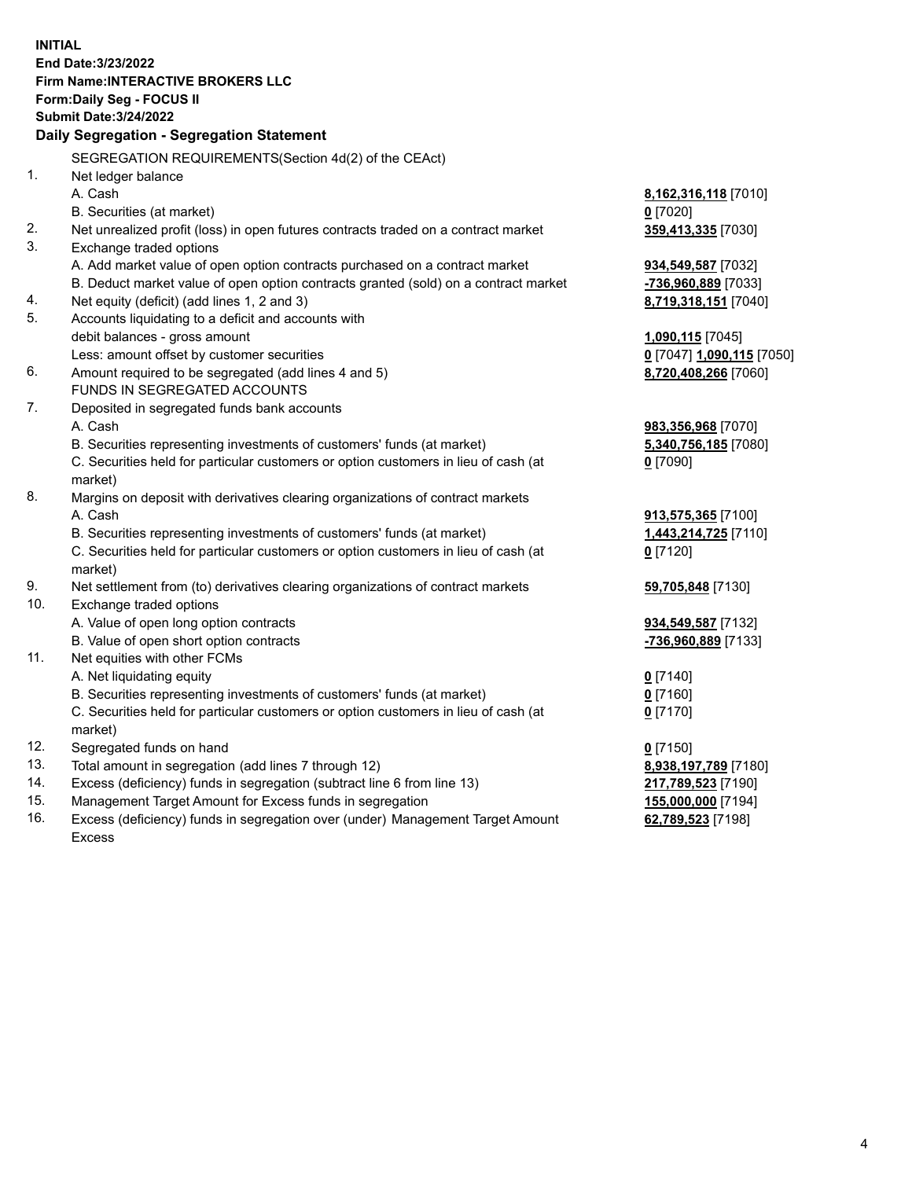**INITIAL**
**End Date:3/23/2022**
**Firm Name:INTERACTIVE BROKERS LLC**
**Form:Daily Seg - FOCUS II**
**Submit Date:3/24/2022**

**Daily Segregation - Segregation Statement**

SEGREGATION REQUIREMENTS(Section 4d(2) of the CEAct)

| | | |
|---|---|---|
| 1. | Net ledger balance | |
| | A. Cash | **8,162,316,118** [7010] |
| | B. Securities (at market) | **0** [7020] |
| 2. | Net unrealized profit (loss) in open futures contracts traded on a contract market | **359,413,335** [7030] |
| 3. | Exchange traded options | |
| | A. Add market value of open option contracts purchased on a contract market | **934,549,587** [7032] |
| | B. Deduct market value of open option contracts granted (sold) on a contract market | **-736,960,889** [7033] |
| 4. | Net equity (deficit) (add lines 1, 2 and 3) | **8,719,318,151** [7040] |
| 5. | Accounts liquidating to a deficit and accounts with debit balances - gross amount | **1,090,115** [7045] |
| | Less: amount offset by customer securities | **0** [7047] **1,090,115** [7050] |
| 6. | Amount required to be segregated (add lines 4 and 5) | **8,720,408,266** [7060] |
| | FUNDS IN SEGREGATED ACCOUNTS | |
| 7. | Deposited in segregated funds bank accounts | |
| | A. Cash | **983,356,968** [7070] |
| | B. Securities representing investments of customers' funds (at market) | **5,340,756,185** [7080] |
| | C. Securities held for particular customers or option customers in lieu of cash (at market) | **0** [7090] |
| 8. | Margins on deposit with derivatives clearing organizations of contract markets | |
| | A. Cash | **913,575,365** [7100] |
| | B. Securities representing investments of customers' funds (at market) | **1,443,214,725** [7110] |
| | C. Securities held for particular customers or option customers in lieu of cash (at market) | **0** [7120] |
| 9. | Net settlement from (to) derivatives clearing organizations of contract markets | **59,705,848** [7130] |
| 10. | Exchange traded options | |
| | A. Value of open long option contracts | **934,549,587** [7132] |
| | B. Value of open short option contracts | **-736,960,889** [7133] |
| 11. | Net equities with other FCMs | |
| | A. Net liquidating equity | **0** [7140] |
| | B. Securities representing investments of customers' funds (at market) | **0** [7160] |
| | C. Securities held for particular customers or option customers in lieu of cash (at market) | **0** [7170] |
| 12. | Segregated funds on hand | **0** [7150] |
| 13. | Total amount in segregation (add lines 7 through 12) | **8,938,197,789** [7180] |
| 14. | Excess (deficiency) funds in segregation (subtract line 6 from line 13) | **217,789,523** [7190] |
| 15. | Management Target Amount for Excess funds in segregation | **155,000,000** [7194] |
| 16. | Excess (deficiency) funds in segregation over (under) Management Target Amount Excess | **62,789,523** [7198] |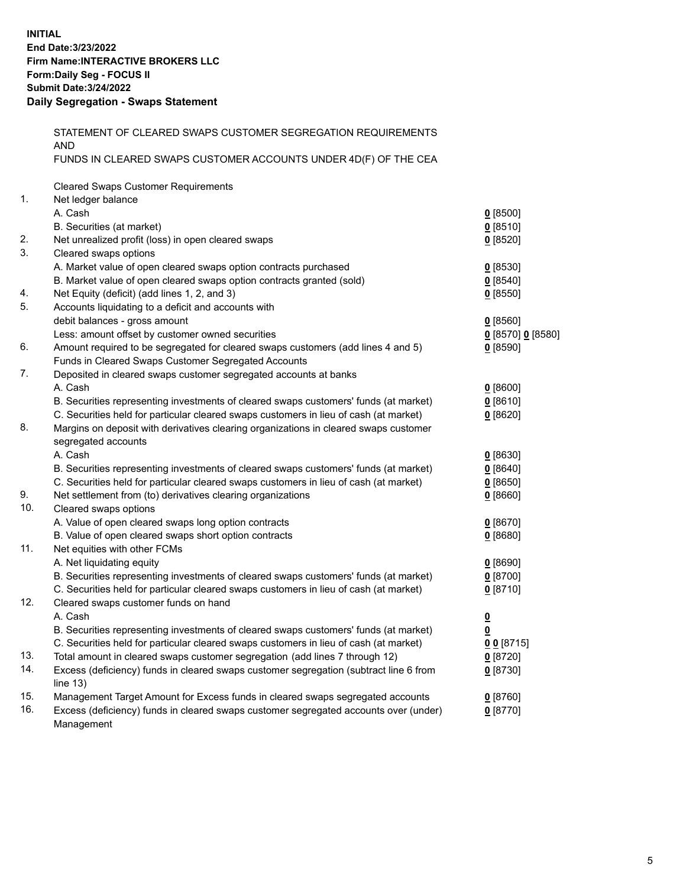**INITIAL**
**End Date:3/23/2022**
**Firm Name:INTERACTIVE BROKERS LLC**
**Form:Daily Seg - FOCUS II**
**Submit Date:3/24/2022**
**Daily Segregation - Swaps Statement**

STATEMENT OF CLEARED SWAPS CUSTOMER SEGREGATION REQUIREMENTS AND FUNDS IN CLEARED SWAPS CUSTOMER ACCOUNTS UNDER 4D(F) OF THE CEA

| | | |
|---|---|---|
| | Cleared Swaps Customer Requirements | |
| 1. | Net ledger balance | |
| | A. Cash | 0 [8500] |
| | B. Securities (at market) | 0 [8510] |
| 2. | Net unrealized profit (loss) in open cleared swaps | 0 [8520] |
| 3. | Cleared swaps options | |
| | A. Market value of open cleared swaps option contracts purchased | 0 [8530] |
| | B. Market value of open cleared swaps option contracts granted (sold) | 0 [8540] |
| 4. | Net Equity (deficit) (add lines 1, 2, and 3) | 0 [8550] |
| 5. | Accounts liquidating to a deficit and accounts with | |
| | debit balances - gross amount | 0 [8560] |
| | Less: amount offset by customer owned securities | 0 [8570] 0 [8580] |
| 6. | Amount required to be segregated for cleared swaps customers (add lines 4 and 5) | 0 [8590] |
| | Funds in Cleared Swaps Customer Segregated Accounts | |
| 7. | Deposited in cleared swaps customer segregated accounts at banks | |
| | A. Cash | 0 [8600] |
| | B. Securities representing investments of cleared swaps customers' funds (at market) | 0 [8610] |
| | C. Securities held for particular cleared swaps customers in lieu of cash (at market) | 0 [8620] |
| 8. | Margins on deposit with derivatives clearing organizations in cleared swaps customer segregated accounts | |
| | A. Cash | 0 [8630] |
| | B. Securities representing investments of cleared swaps customers' funds (at market) | 0 [8640] |
| | C. Securities held for particular cleared swaps customers in lieu of cash (at market) | 0 [8650] |
| 9. | Net settlement from (to) derivatives clearing organizations | 0 [8660] |
| 10. | Cleared swaps options | |
| | A. Value of open cleared swaps long option contracts | 0 [8670] |
| | B. Value of open cleared swaps short option contracts | 0 [8680] |
| 11. | Net equities with other FCMs | |
| | A. Net liquidating equity | 0 [8690] |
| | B. Securities representing investments of cleared swaps customers' funds (at market) | 0 [8700] |
| | C. Securities held for particular cleared swaps customers in lieu of cash (at market) | 0 [8710] |
| 12. | Cleared swaps customer funds on hand | |
| | A. Cash | 0 |
| | B. Securities representing investments of cleared swaps customers' funds (at market) | 0 |
| | C. Securities held for particular cleared swaps customers in lieu of cash (at market) | 0 0 [8715] |
| 13. | Total amount in cleared swaps customer segregation (add lines 7 through 12) | 0 [8720] |
| 14. | Excess (deficiency) funds in cleared swaps customer segregation (subtract line 6 from line 13) | 0 [8730] |
| 15. | Management Target Amount for Excess funds in cleared swaps segregated accounts | 0 [8760] |
| 16. | Excess (deficiency) funds in cleared swaps customer segregated accounts over (under) Management | 0 [8770] |